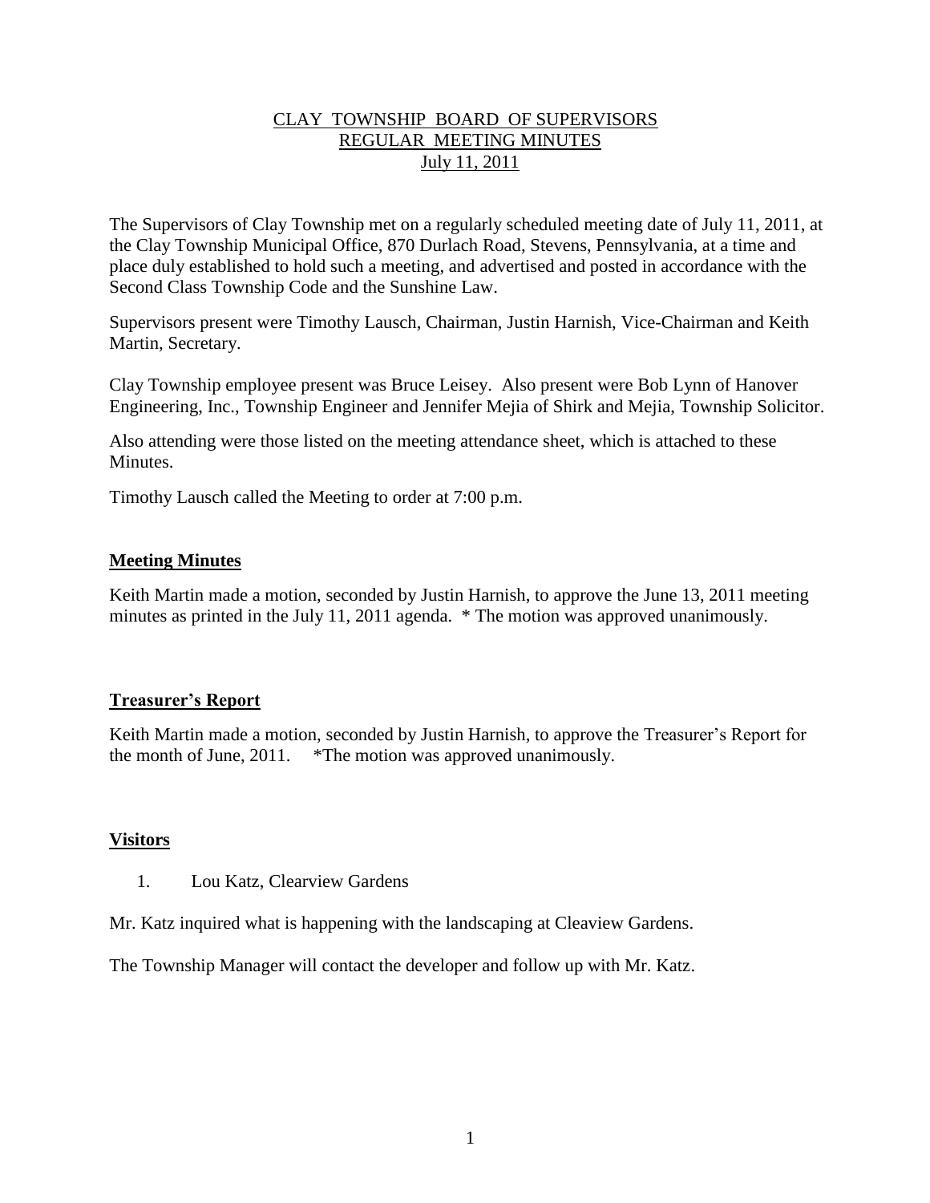# CLAY TOWNSHIP BOARD OF SUPERVISORS
## REGULAR MEETING MINUTES
### July 11, 2011

The Supervisors of Clay Township met on a regularly scheduled meeting date of July 11, 2011, at the Clay Township Municipal Office, 870 Durlach Road, Stevens, Pennsylvania, at a time and place duly established to hold such a meeting, and advertised and posted in accordance with the Second Class Township Code and the Sunshine Law.

Supervisors present were Timothy Lausch, Chairman, Justin Harnish, Vice-Chairman and Keith Martin, Secretary.

Clay Township employee present was Bruce Leisey. Also present were Bob Lynn of Hanover Engineering, Inc., Township Engineer and Jennifer Mejia of Shirk and Mejia, Township Solicitor.

Also attending were those listed on the meeting attendance sheet, which is attached to these Minutes.

Timothy Lausch called the Meeting to order at 7:00 p.m.

**Meeting Minutes**

Keith Martin made a motion, seconded by Justin Harnish, to approve the June 13, 2011 meeting minutes as printed in the July 11, 2011 agenda. * The motion was approved unanimously.

**Treasurer's Report**

Keith Martin made a motion, seconded by Justin Harnish, to approve the Treasurer's Report for the month of June, 2011. *The motion was approved unanimously.

**Visitors**

1. Lou Katz, Clearview Gardens

Mr. Katz inquired what is happening with the landscaping at Cleaview Gardens.

The Township Manager will contact the developer and follow up with Mr. Katz.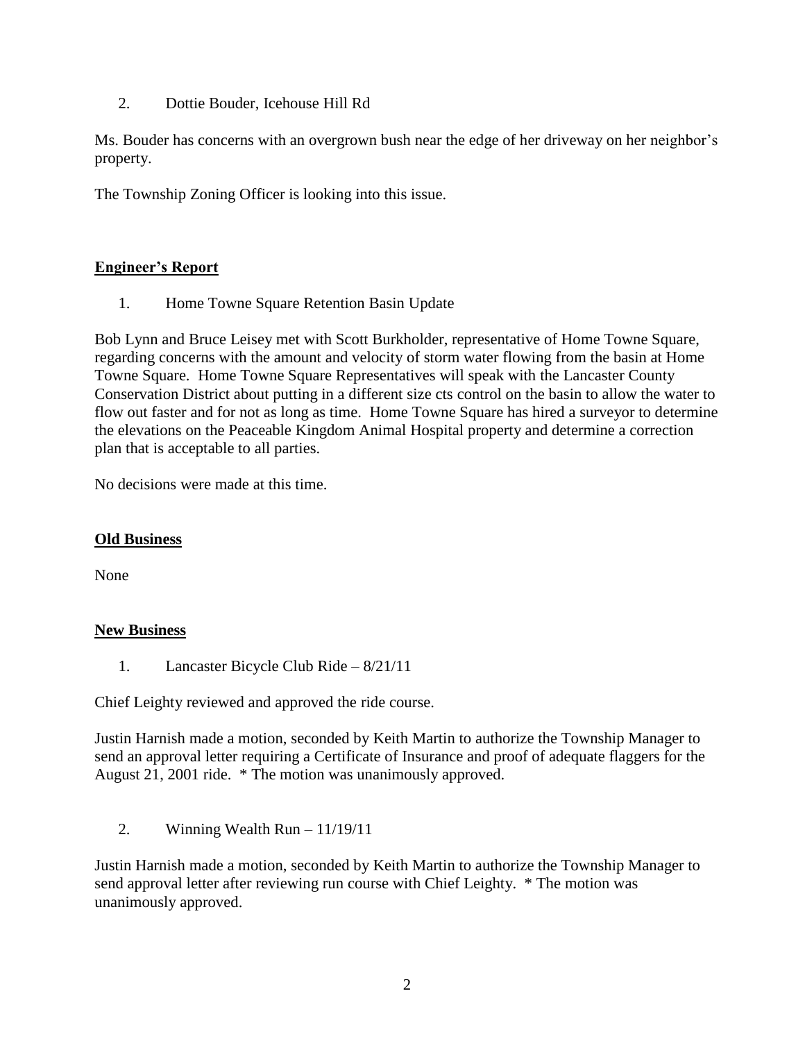2. Dottie Bouder, Icehouse Hill Rd

Ms. Bouder has concerns with an overgrown bush near the edge of her driveway on her neighbor's property.

The Township Zoning Officer is looking into this issue.

## **Engineer's Report**

1. Home Towne Square Retention Basin Update

Bob Lynn and Bruce Leisey met with Scott Burkholder, representative of Home Towne Square, regarding concerns with the amount and velocity of storm water flowing from the basin at Home Towne Square. Home Towne Square Representatives will speak with the Lancaster County Conservation District about putting in a different size cts control on the basin to allow the water to flow out faster and for not as long as time. Home Towne Square has hired a surveyor to determine the elevations on the Peaceable Kingdom Animal Hospital property and determine a correction plan that is acceptable to all parties.

No decisions were made at this time.

## **Old Business**

None

## **New Business**

1. Lancaster Bicycle Club Ride – 8/21/11

Chief Leighty reviewed and approved the ride course.

Justin Harnish made a motion, seconded by Keith Martin to authorize the Township Manager to send an approval letter requiring a Certificate of Insurance and proof of adequate flaggers for the August 21, 2001 ride. * The motion was unanimously approved.

2. Winning Wealth Run – 11/19/11

Justin Harnish made a motion, seconded by Keith Martin to authorize the Township Manager to send approval letter after reviewing run course with Chief Leighty. * The motion was unanimously approved.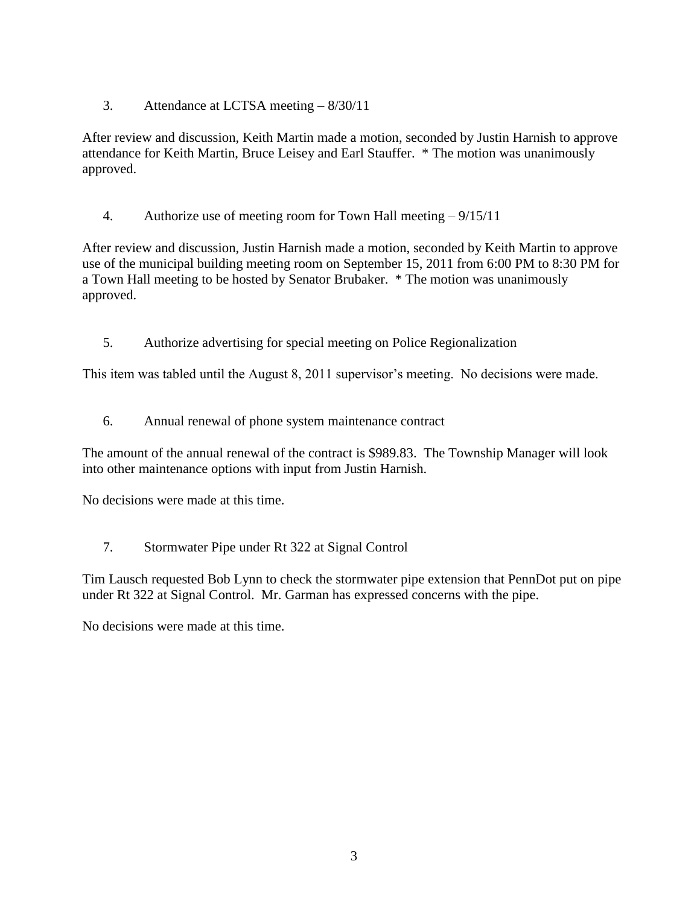3. Attendance at LCTSA meeting – 8/30/11

After review and discussion, Keith Martin made a motion, seconded by Justin Harnish to approve attendance for Keith Martin, Bruce Leisey and Earl Stauffer. * The motion was unanimously approved.

4. Authorize use of meeting room for Town Hall meeting – 9/15/11

After review and discussion, Justin Harnish made a motion, seconded by Keith Martin to approve use of the municipal building meeting room on September 15, 2011 from 6:00 PM to 8:30 PM for a Town Hall meeting to be hosted by Senator Brubaker. * The motion was unanimously approved.

5. Authorize advertising for special meeting on Police Regionalization

This item was tabled until the August 8, 2011 supervisor's meeting. No decisions were made.

6. Annual renewal of phone system maintenance contract

The amount of the annual renewal of the contract is $989.83. The Township Manager will look into other maintenance options with input from Justin Harnish.

No decisions were made at this time.

7. Stormwater Pipe under Rt 322 at Signal Control

Tim Lausch requested Bob Lynn to check the stormwater pipe extension that PennDot put on pipe under Rt 322 at Signal Control. Mr. Garman has expressed concerns with the pipe.

No decisions were made at this time.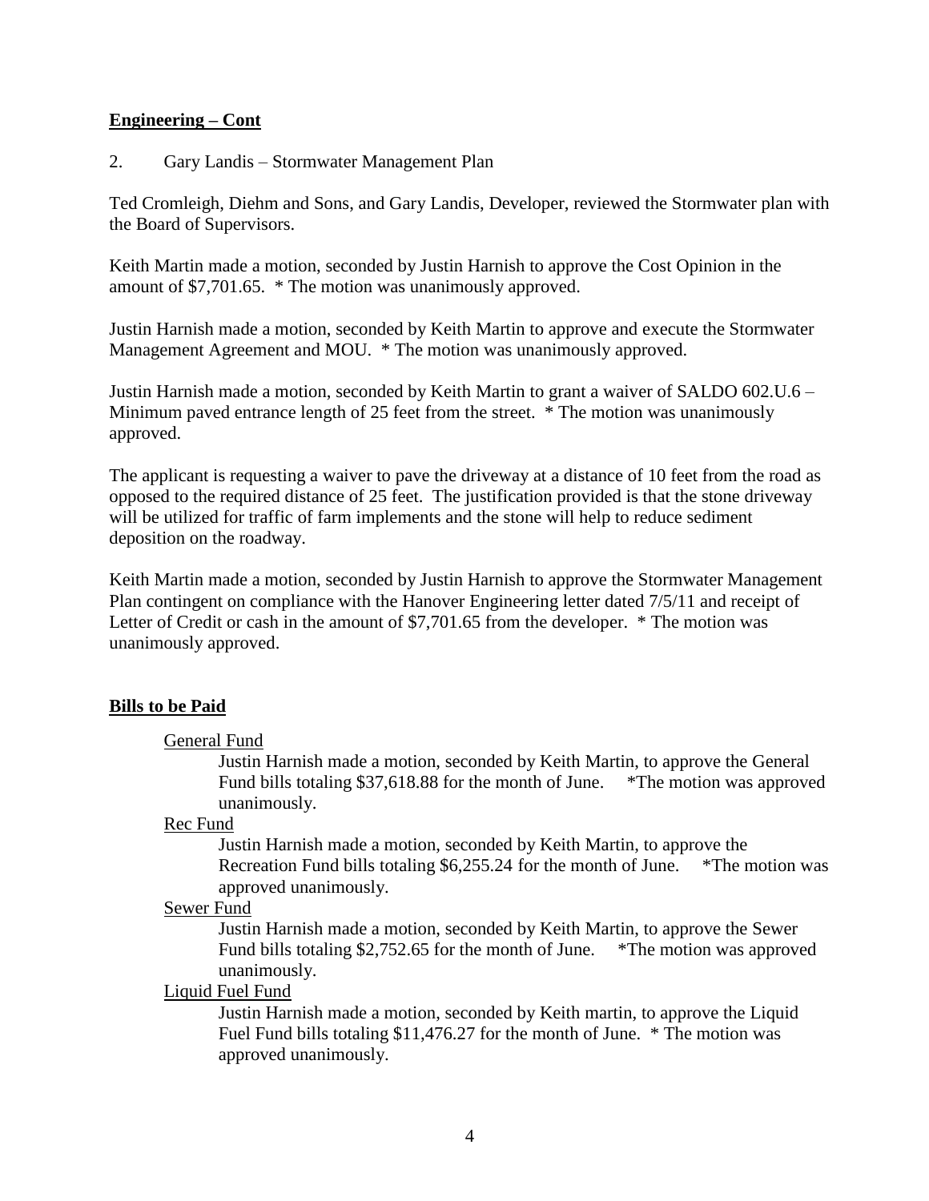## Engineering – Cont

2. Gary Landis – Stormwater Management Plan

Ted Cromleigh, Diehm and Sons, and Gary Landis, Developer, reviewed the Stormwater plan with the Board of Supervisors.

Keith Martin made a motion, seconded by Justin Harnish to approve the Cost Opinion in the amount of $7,701.65. * The motion was unanimously approved.

Justin Harnish made a motion, seconded by Keith Martin to approve and execute the Stormwater Management Agreement and MOU. * The motion was unanimously approved.

Justin Harnish made a motion, seconded by Keith Martin to grant a waiver of SALDO 602.U.6 – Minimum paved entrance length of 25 feet from the street. * The motion was unanimously approved.

The applicant is requesting a waiver to pave the driveway at a distance of 10 feet from the road as opposed to the required distance of 25 feet. The justification provided is that the stone driveway will be utilized for traffic of farm implements and the stone will help to reduce sediment deposition on the roadway.

Keith Martin made a motion, seconded by Justin Harnish to approve the Stormwater Management Plan contingent on compliance with the Hanover Engineering letter dated 7/5/11 and receipt of Letter of Credit or cash in the amount of $7,701.65 from the developer. * The motion was unanimously approved.

## Bills to be Paid

General Fund

Justin Harnish made a motion, seconded by Keith Martin, to approve the General Fund bills totaling $37,618.88 for the month of June. *The motion was approved unanimously.

Rec Fund

Justin Harnish made a motion, seconded by Keith Martin, to approve the Recreation Fund bills totaling $6,255.24 for the month of June. *The motion was approved unanimously.

Sewer Fund

Justin Harnish made a motion, seconded by Keith Martin, to approve the Sewer Fund bills totaling $2,752.65 for the month of June. *The motion was approved unanimously.

Liquid Fuel Fund

Justin Harnish made a motion, seconded by Keith martin, to approve the Liquid Fuel Fund bills totaling $11,476.27 for the month of June. * The motion was approved unanimously.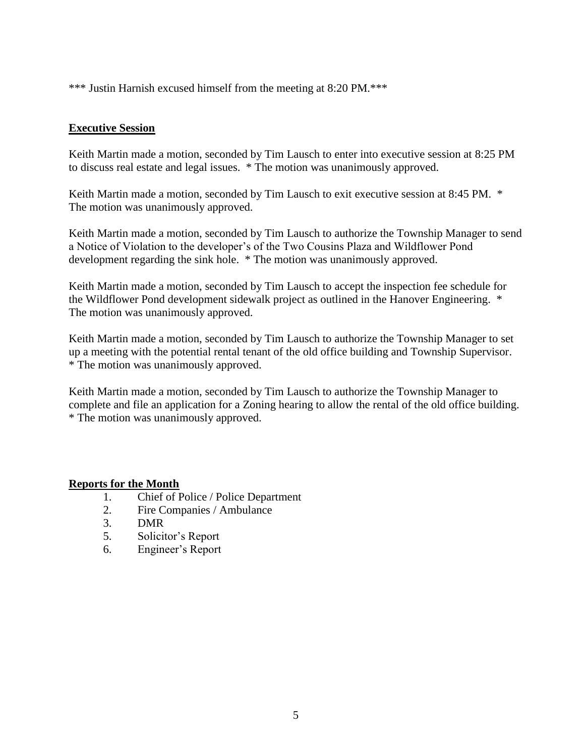*** Justin Harnish excused himself from the meeting at 8:20 PM.***

## Executive Session

Keith Martin made a motion, seconded by Tim Lausch to enter into executive session at 8:25 PM to discuss real estate and legal issues. * The motion was unanimously approved.

Keith Martin made a motion, seconded by Tim Lausch to exit executive session at 8:45 PM. * The motion was unanimously approved.

Keith Martin made a motion, seconded by Tim Lausch to authorize the Township Manager to send a Notice of Violation to the developer's of the Two Cousins Plaza and Wildflower Pond development regarding the sink hole. * The motion was unanimously approved.

Keith Martin made a motion, seconded by Tim Lausch to accept the inspection fee schedule for the Wildflower Pond development sidewalk project as outlined in the Hanover Engineering. * The motion was unanimously approved.

Keith Martin made a motion, seconded by Tim Lausch to authorize the Township Manager to set up a meeting with the potential rental tenant of the old office building and Township Supervisor. * The motion was unanimously approved.

Keith Martin made a motion, seconded by Tim Lausch to authorize the Township Manager to complete and file an application for a Zoning hearing to allow the rental of the old office building. * The motion was unanimously approved.

## Reports for the Month

1. Chief of Police / Police Department
2. Fire Companies / Ambulance
3. DMR
5. Solicitor's Report
6. Engineer's Report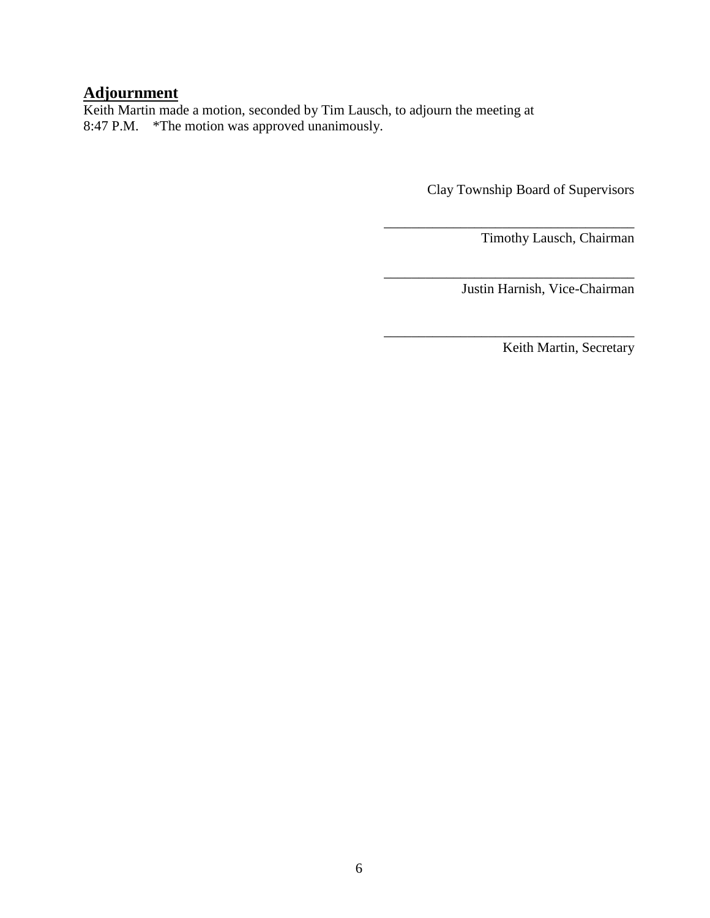## Adjournment

Keith Martin made a motion, seconded by Tim Lausch, to adjourn the meeting at 8:47 P.M. *The motion was approved unanimously.

Clay Township Board of Supervisors

_____________________________________
Timothy Lausch, Chairman

_____________________________________
Justin Harnish, Vice-Chairman

_____________________________________
Keith Martin, Secretary